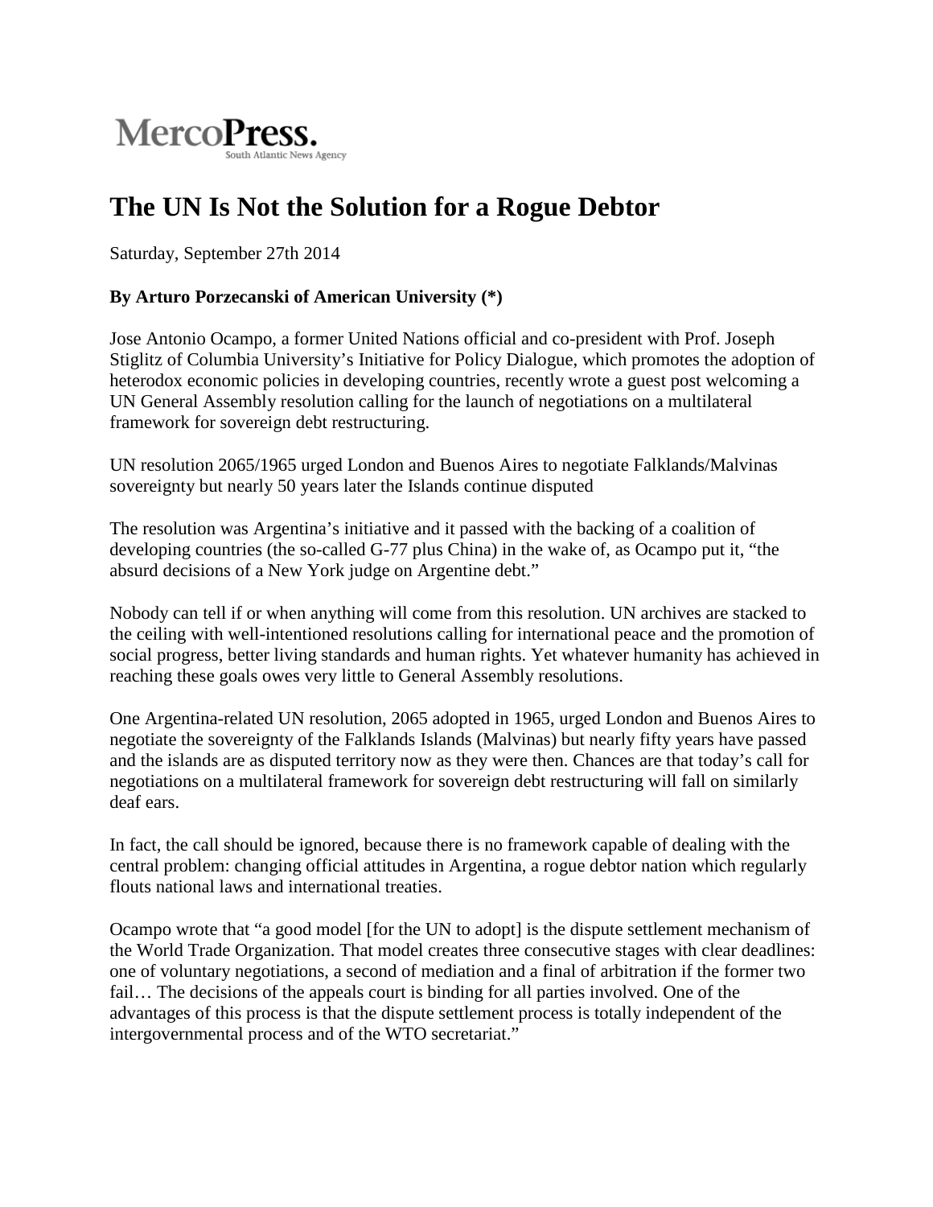MercoPress.
South Atlantic News Agency

# The UN Is Not the Solution for a Rogue Debtor

Saturday, September 27th 2014

**By Arturo Porzecanski of American University (*)**

Jose Antonio Ocampo, a former United Nations official and co-president with Prof. Joseph Stiglitz of Columbia University's Initiative for Policy Dialogue, which promotes the adoption of heterodox economic policies in developing countries, recently wrote a guest post welcoming a UN General Assembly resolution calling for the launch of negotiations on a multilateral framework for sovereign debt restructuring.

UN resolution 2065/1965 urged London and Buenos Aires to negotiate Falklands/Malvinas sovereignty but nearly 50 years later the Islands continue disputed

The resolution was Argentina's initiative and it passed with the backing of a coalition of developing countries (the so-called G-77 plus China) in the wake of, as Ocampo put it, "the absurd decisions of a New York judge on Argentine debt."

Nobody can tell if or when anything will come from this resolution. UN archives are stacked to the ceiling with well-intentioned resolutions calling for international peace and the promotion of social progress, better living standards and human rights. Yet whatever humanity has achieved in reaching these goals owes very little to General Assembly resolutions.

One Argentina-related UN resolution, 2065 adopted in 1965, urged London and Buenos Aires to negotiate the sovereignty of the Falklands Islands (Malvinas) but nearly fifty years have passed and the islands are as disputed territory now as they were then. Chances are that today's call for negotiations on a multilateral framework for sovereign debt restructuring will fall on similarly deaf ears.

In fact, the call should be ignored, because there is no framework capable of dealing with the central problem: changing official attitudes in Argentina, a rogue debtor nation which regularly flouts national laws and international treaties.

Ocampo wrote that "a good model [for the UN to adopt] is the dispute settlement mechanism of the World Trade Organization. That model creates three consecutive stages with clear deadlines: one of voluntary negotiations, a second of mediation and a final of arbitration if the former two fail… The decisions of the appeals court is binding for all parties involved. One of the advantages of this process is that the dispute settlement process is totally independent of the intergovernmental process and of the WTO secretariat."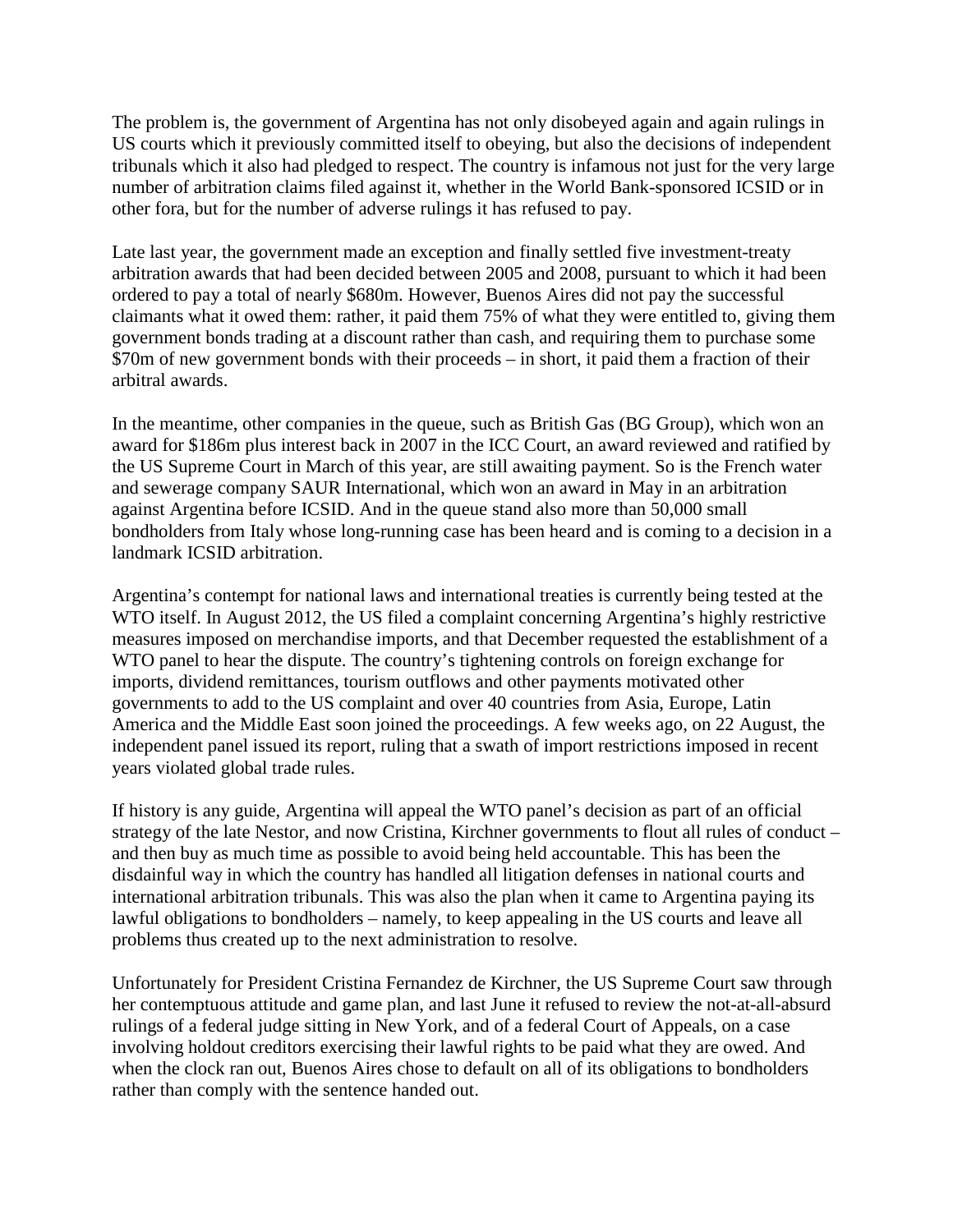The problem is, the government of Argentina has not only disobeyed again and again rulings in US courts which it previously committed itself to obeying, but also the decisions of independent tribunals which it also had pledged to respect. The country is infamous not just for the very large number of arbitration claims filed against it, whether in the World Bank-sponsored ICSID or in other fora, but for the number of adverse rulings it has refused to pay.

Late last year, the government made an exception and finally settled five investment-treaty arbitration awards that had been decided between 2005 and 2008, pursuant to which it had been ordered to pay a total of nearly $680m. However, Buenos Aires did not pay the successful claimants what it owed them: rather, it paid them 75% of what they were entitled to, giving them government bonds trading at a discount rather than cash, and requiring them to purchase some $70m of new government bonds with their proceeds – in short, it paid them a fraction of their arbitral awards.

In the meantime, other companies in the queue, such as British Gas (BG Group), which won an award for $186m plus interest back in 2007 in the ICC Court, an award reviewed and ratified by the US Supreme Court in March of this year, are still awaiting payment. So is the French water and sewerage company SAUR International, which won an award in May in an arbitration against Argentina before ICSID. And in the queue stand also more than 50,000 small bondholders from Italy whose long-running case has been heard and is coming to a decision in a landmark ICSID arbitration.

Argentina's contempt for national laws and international treaties is currently being tested at the WTO itself. In August 2012, the US filed a complaint concerning Argentina's highly restrictive measures imposed on merchandise imports, and that December requested the establishment of a WTO panel to hear the dispute. The country's tightening controls on foreign exchange for imports, dividend remittances, tourism outflows and other payments motivated other governments to add to the US complaint and over 40 countries from Asia, Europe, Latin America and the Middle East soon joined the proceedings. A few weeks ago, on 22 August, the independent panel issued its report, ruling that a swath of import restrictions imposed in recent years violated global trade rules.

If history is any guide, Argentina will appeal the WTO panel's decision as part of an official strategy of the late Nestor, and now Cristina, Kirchner governments to flout all rules of conduct – and then buy as much time as possible to avoid being held accountable. This has been the disdainful way in which the country has handled all litigation defenses in national courts and international arbitration tribunals. This was also the plan when it came to Argentina paying its lawful obligations to bondholders – namely, to keep appealing in the US courts and leave all problems thus created up to the next administration to resolve.

Unfortunately for President Cristina Fernandez de Kirchner, the US Supreme Court saw through her contemptuous attitude and game plan, and last June it refused to review the not-at-all-absurd rulings of a federal judge sitting in New York, and of a federal Court of Appeals, on a case involving holdout creditors exercising their lawful rights to be paid what they are owed. And when the clock ran out, Buenos Aires chose to default on all of its obligations to bondholders rather than comply with the sentence handed out.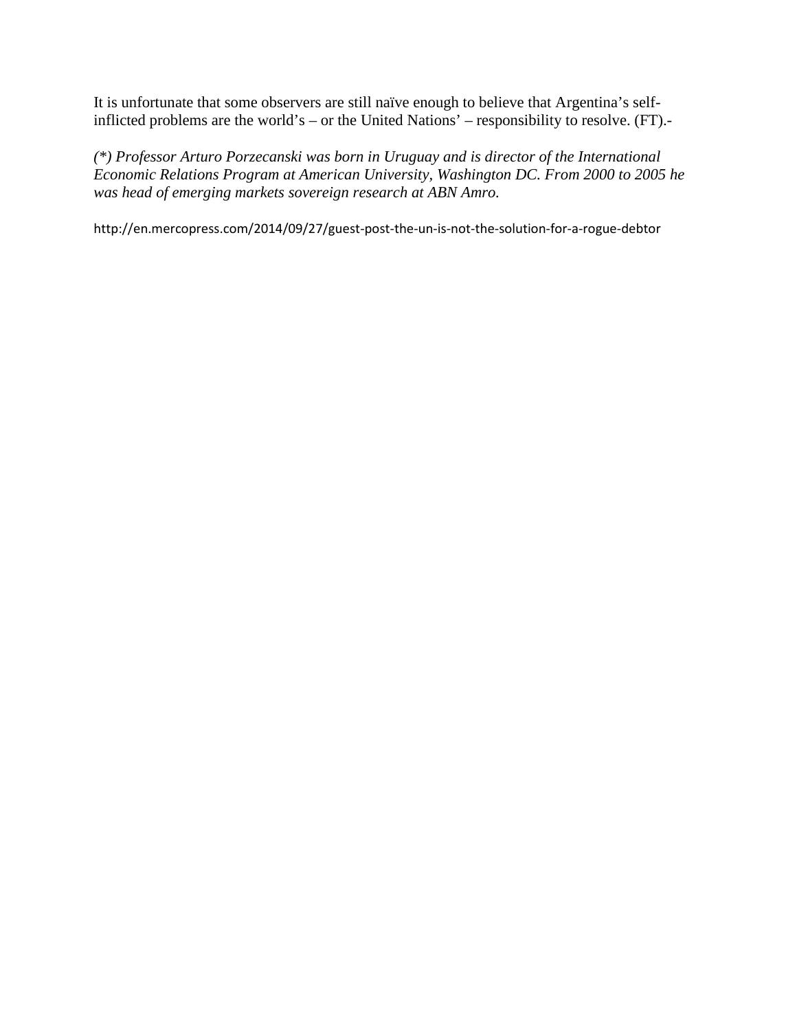It is unfortunate that some observers are still naïve enough to believe that Argentina's self-inflicted problems are the world's – or the United Nations' – responsibility to resolve. (FT).-

*(\*) Professor Arturo Porzecanski was born in Uruguay and is director of the International Economic Relations Program at American University, Washington DC. From 2000 to 2005 he was head of emerging markets sovereign research at ABN Amro.*

http://en.mercopress.com/2014/09/27/guest-post-the-un-is-not-the-solution-for-a-rogue-debtor